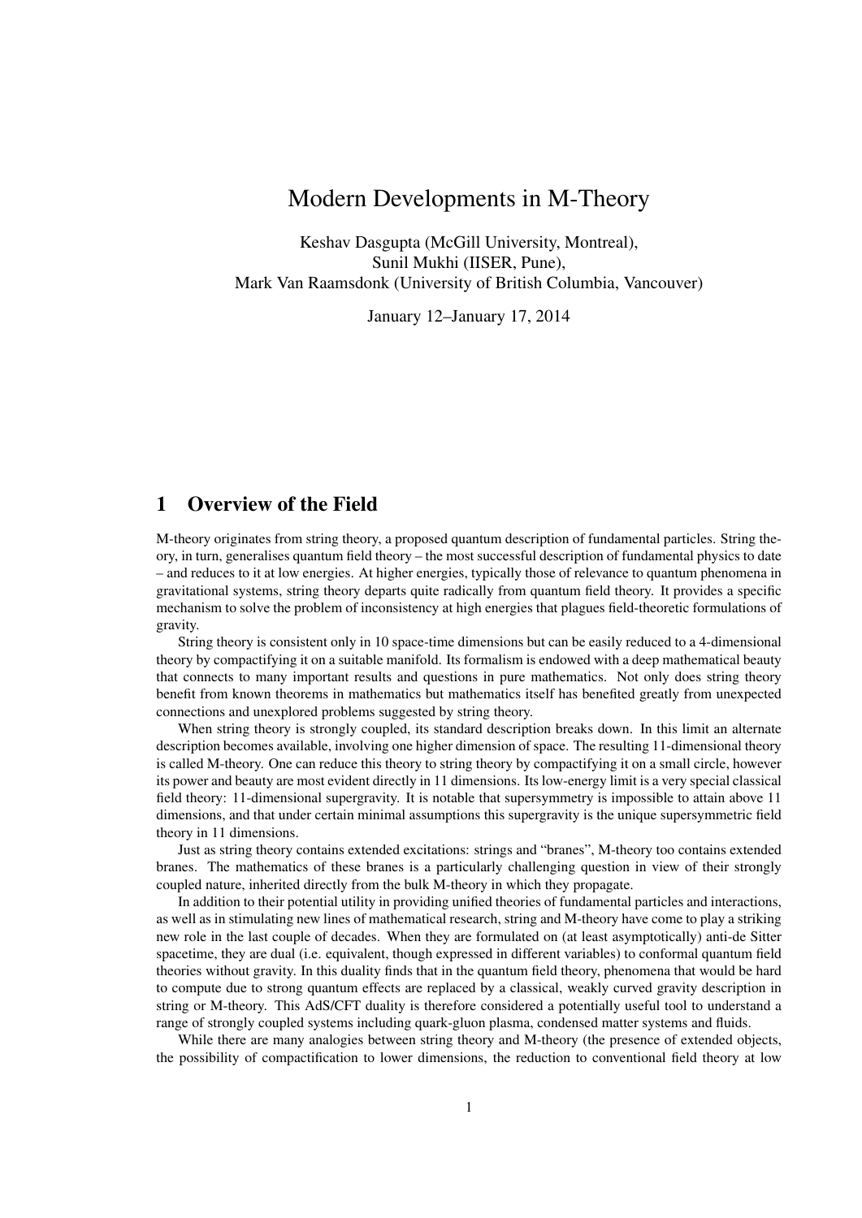# Modern Developments in M-Theory

Keshav Dasgupta (McGill University, Montreal),
Sunil Mukhi (IISER, Pune),
Mark Van Raamsdonk (University of British Columbia, Vancouver)

January 12–January 17, 2014

## 1 Overview of the Field

M-theory originates from string theory, a proposed quantum description of fundamental particles. String theory, in turn, generalises quantum field theory – the most successful description of fundamental physics to date – and reduces to it at low energies. At higher energies, typically those of relevance to quantum phenomena in gravitational systems, string theory departs quite radically from quantum field theory. It provides a specific mechanism to solve the problem of inconsistency at high energies that plagues field-theoretic formulations of gravity.

String theory is consistent only in 10 space-time dimensions but can be easily reduced to a 4-dimensional theory by compactifying it on a suitable manifold. Its formalism is endowed with a deep mathematical beauty that connects to many important results and questions in pure mathematics. Not only does string theory benefit from known theorems in mathematics but mathematics itself has benefited greatly from unexpected connections and unexplored problems suggested by string theory.

When string theory is strongly coupled, its standard description breaks down. In this limit an alternate description becomes available, involving one higher dimension of space. The resulting 11-dimensional theory is called M-theory. One can reduce this theory to string theory by compactifying it on a small circle, however its power and beauty are most evident directly in 11 dimensions. Its low-energy limit is a very special classical field theory: 11-dimensional supergravity. It is notable that supersymmetry is impossible to attain above 11 dimensions, and that under certain minimal assumptions this supergravity is the unique supersymmetric field theory in 11 dimensions.

Just as string theory contains extended excitations: strings and "branes", M-theory too contains extended branes. The mathematics of these branes is a particularly challenging question in view of their strongly coupled nature, inherited directly from the bulk M-theory in which they propagate.

In addition to their potential utility in providing unified theories of fundamental particles and interactions, as well as in stimulating new lines of mathematical research, string and M-theory have come to play a striking new role in the last couple of decades. When they are formulated on (at least asymptotically) anti-de Sitter spacetime, they are dual (i.e. equivalent, though expressed in different variables) to conformal quantum field theories without gravity. In this duality finds that in the quantum field theory, phenomena that would be hard to compute due to strong quantum effects are replaced by a classical, weakly curved gravity description in string or M-theory. This AdS/CFT duality is therefore considered a potentially useful tool to understand a range of strongly coupled systems including quark-gluon plasma, condensed matter systems and fluids.

While there are many analogies between string theory and M-theory (the presence of extended objects, the possibility of compactification to lower dimensions, the reduction to conventional field theory at low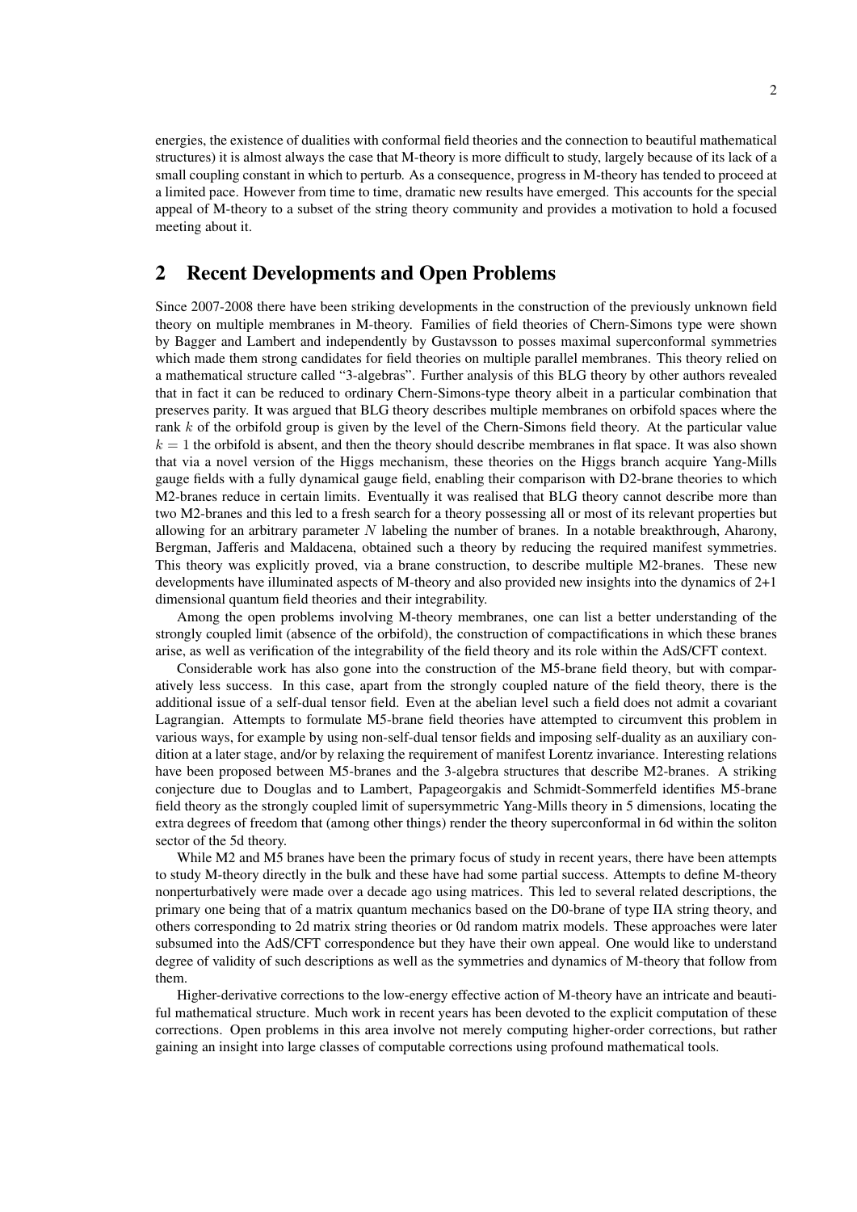energies, the existence of dualities with conformal field theories and the connection to beautiful mathematical structures) it is almost always the case that M-theory is more difficult to study, largely because of its lack of a small coupling constant in which to perturb. As a consequence, progress in M-theory has tended to proceed at a limited pace. However from time to time, dramatic new results have emerged. This accounts for the special appeal of M-theory to a subset of the string theory community and provides a motivation to hold a focused meeting about it.

## 2 Recent Developments and Open Problems

Since 2007-2008 there have been striking developments in the construction of the previously unknown field theory on multiple membranes in M-theory. Families of field theories of Chern-Simons type were shown by Bagger and Lambert and independently by Gustavsson to posses maximal superconformal symmetries which made them strong candidates for field theories on multiple parallel membranes. This theory relied on a mathematical structure called "3-algebras". Further analysis of this BLG theory by other authors revealed that in fact it can be reduced to ordinary Chern-Simons-type theory albeit in a particular combination that preserves parity. It was argued that BLG theory describes multiple membranes on orbifold spaces where the rank $k$ of the orbifold group is given by the level of the Chern-Simons field theory. At the particular value $k = 1$ the orbifold is absent, and then the theory should describe membranes in flat space. It was also shown that via a novel version of the Higgs mechanism, these theories on the Higgs branch acquire Yang-Mills gauge fields with a fully dynamical gauge field, enabling their comparison with D2-brane theories to which M2-branes reduce in certain limits. Eventually it was realised that BLG theory cannot describe more than two M2-branes and this led to a fresh search for a theory possessing all or most of its relevant properties but allowing for an arbitrary parameter $N$ labeling the number of branes. In a notable breakthrough, Aharony, Bergman, Jafferis and Maldacena, obtained such a theory by reducing the required manifest symmetries. This theory was explicitly proved, via a brane construction, to describe multiple M2-branes. These new developments have illuminated aspects of M-theory and also provided new insights into the dynamics of 2+1 dimensional quantum field theories and their integrability.

Among the open problems involving M-theory membranes, one can list a better understanding of the strongly coupled limit (absence of the orbifold), the construction of compactifications in which these branes arise, as well as verification of the integrability of the field theory and its role within the AdS/CFT context.

Considerable work has also gone into the construction of the M5-brane field theory, but with comparatively less success. In this case, apart from the strongly coupled nature of the field theory, there is the additional issue of a self-dual tensor field. Even at the abelian level such a field does not admit a covariant Lagrangian. Attempts to formulate M5-brane field theories have attempted to circumvent this problem in various ways, for example by using non-self-dual tensor fields and imposing self-duality as an auxiliary condition at a later stage, and/or by relaxing the requirement of manifest Lorentz invariance. Interesting relations have been proposed between M5-branes and the 3-algebra structures that describe M2-branes. A striking conjecture due to Douglas and to Lambert, Papageorgakis and Schmidt-Sommerfeld identifies M5-brane field theory as the strongly coupled limit of supersymmetric Yang-Mills theory in 5 dimensions, locating the extra degrees of freedom that (among other things) render the theory superconformal in 6d within the soliton sector of the 5d theory.

While M2 and M5 branes have been the primary focus of study in recent years, there have been attempts to study M-theory directly in the bulk and these have had some partial success. Attempts to define M-theory nonperturbatively were made over a decade ago using matrices. This led to several related descriptions, the primary one being that of a matrix quantum mechanics based on the D0-brane of type IIA string theory, and others corresponding to 2d matrix string theories or 0d random matrix models. These approaches were later subsumed into the AdS/CFT correspondence but they have their own appeal. One would like to understand degree of validity of such descriptions as well as the symmetries and dynamics of M-theory that follow from them.

Higher-derivative corrections to the low-energy effective action of M-theory have an intricate and beautiful mathematical structure. Much work in recent years has been devoted to the explicit computation of these corrections. Open problems in this area involve not merely computing higher-order corrections, but rather gaining an insight into large classes of computable corrections using profound mathematical tools.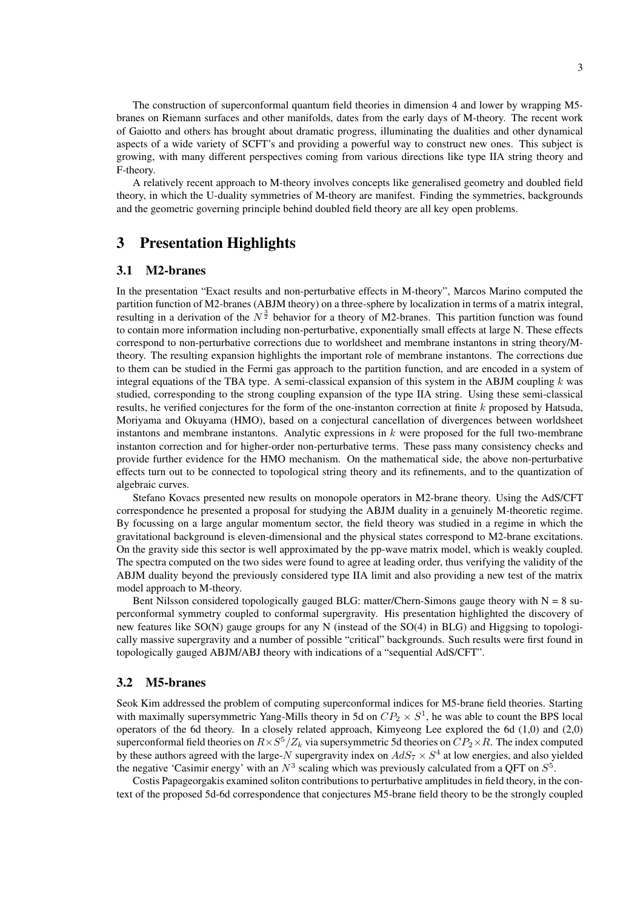The construction of superconformal quantum field theories in dimension 4 and lower by wrapping M5-branes on Riemann surfaces and other manifolds, dates from the early days of M-theory. The recent work of Gaiotto and others has brought about dramatic progress, illuminating the dualities and other dynamical aspects of a wide variety of SCFT's and providing a powerful way to construct new ones. This subject is growing, with many different perspectives coming from various directions like type IIA string theory and F-theory.

A relatively recent approach to M-theory involves concepts like generalised geometry and doubled field theory, in which the U-duality symmetries of M-theory are manifest. Finding the symmetries, backgrounds and the geometric governing principle behind doubled field theory are all key open problems.

# 3 Presentation Highlights

## 3.1 M2-branes

In the presentation "Exact results and non-perturbative effects in M-theory", Marcos Marino computed the partition function of M2-branes (ABJM theory) on a three-sphere by localization in terms of a matrix integral, resulting in a derivation of the $N^{\frac{3}{2}}$ behavior for a theory of M2-branes. This partition function was found to contain more information including non-perturbative, exponentially small effects at large N. These effects correspond to non-perturbative corrections due to worldsheet and membrane instantons in string theory/M-theory. The resulting expansion highlights the important role of membrane instantons. The corrections due to them can be studied in the Fermi gas approach to the partition function, and are encoded in a system of integral equations of the TBA type. A semi-classical expansion of this system in the ABJM coupling $k$ was studied, corresponding to the strong coupling expansion of the type IIA string. Using these semi-classical results, he verified conjectures for the form of the one-instanton correction at finite $k$ proposed by Hatsuda, Moriyama and Okuyama (HMO), based on a conjectural cancellation of divergences between worldsheet instantons and membrane instantons. Analytic expressions in $k$ were proposed for the full two-membrane instanton correction and for higher-order non-perturbative terms. These pass many consistency checks and provide further evidence for the HMO mechanism. On the mathematical side, the above non-perturbative effects turn out to be connected to topological string theory and its refinements, and to the quantization of algebraic curves.

Stefano Kovacs presented new results on monopole operators in M2-brane theory. Using the AdS/CFT correspondence he presented a proposal for studying the ABJM duality in a genuinely M-theoretic regime. By focussing on a large angular momentum sector, the field theory was studied in a regime in which the gravitational background is eleven-dimensional and the physical states correspond to M2-brane excitations. On the gravity side this sector is well approximated by the pp-wave matrix model, which is weakly coupled. The spectra computed on the two sides were found to agree at leading order, thus verifying the validity of the ABJM duality beyond the previously considered type IIA limit and also providing a new test of the matrix model approach to M-theory.

Bent Nilsson considered topologically gauged BLG: matter/Chern-Simons gauge theory with N = 8 superconformal symmetry coupled to conformal supergravity. His presentation highlighted the discovery of new features like SO(N) gauge groups for any N (instead of the SO(4) in BLG) and Higgsing to topologically massive supergravity and a number of possible "critical" backgrounds. Such results were first found in topologically gauged ABJM/ABJ theory with indications of a "sequential AdS/CFT".

## 3.2 M5-branes

Seok Kim addressed the problem of computing superconformal indices for M5-brane field theories. Starting with maximally supersymmetric Yang-Mills theory in 5d on $CP_2 \times S^1$, he was able to count the BPS local operators of the 6d theory. In a closely related approach, Kimyeong Lee explored the 6d (1,0) and (2,0) superconformal field theories on $R \times S^5/Z_k$ via supersymmetric 5d theories on $CP_2 \times R$. The index computed by these authors agreed with the large-$N$ supergravity index on $AdS_7 \times S^4$ at low energies, and also yielded the negative 'Casimir energy' with an $N^3$ scaling which was previously calculated from a QFT on $S^5$.

Costis Papageorgakis examined soliton contributions to perturbative amplitudes in field theory, in the context of the proposed 5d-6d correspondence that conjectures M5-brane field theory to be the strongly coupled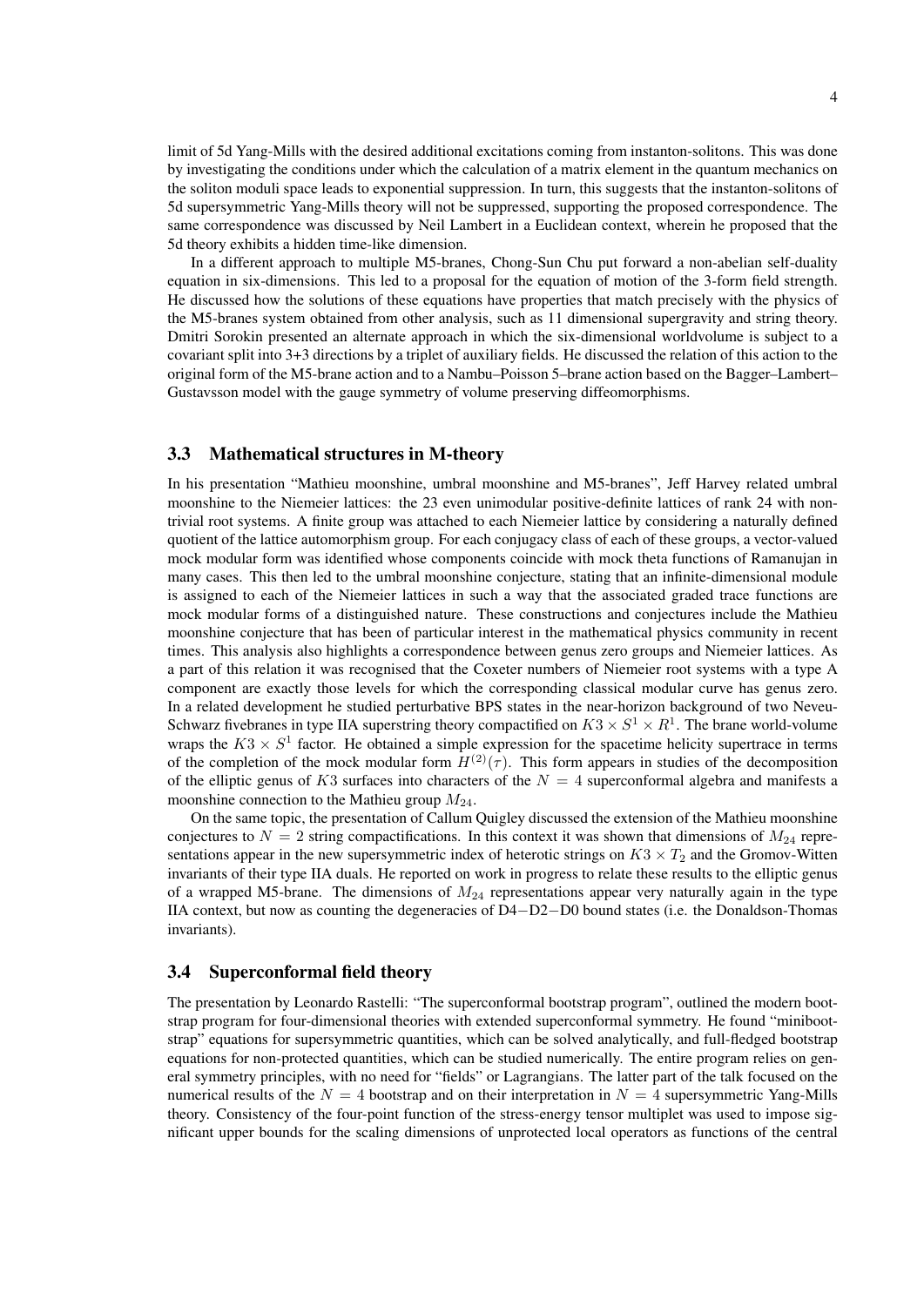limit of 5d Yang-Mills with the desired additional excitations coming from instanton-solitons. This was done by investigating the conditions under which the calculation of a matrix element in the quantum mechanics on the soliton moduli space leads to exponential suppression. In turn, this suggests that the instanton-solitons of 5d supersymmetric Yang-Mills theory will not be suppressed, supporting the proposed correspondence. The same correspondence was discussed by Neil Lambert in a Euclidean context, wherein he proposed that the 5d theory exhibits a hidden time-like dimension.

In a different approach to multiple M5-branes, Chong-Sun Chu put forward a non-abelian self-duality equation in six-dimensions. This led to a proposal for the equation of motion of the 3-form field strength. He discussed how the solutions of these equations have properties that match precisely with the physics of the M5-branes system obtained from other analysis, such as 11 dimensional supergravity and string theory. Dmitri Sorokin presented an alternate approach in which the six-dimensional worldvolume is subject to a covariant split into 3+3 directions by a triplet of auxiliary fields. He discussed the relation of this action to the original form of the M5-brane action and to a Nambu–Poisson 5–brane action based on the Bagger–Lambert–Gustavsson model with the gauge symmetry of volume preserving diffeomorphisms.

### 3.3 Mathematical structures in M-theory

In his presentation "Mathieu moonshine, umbral moonshine and M5-branes", Jeff Harvey related umbral moonshine to the Niemeier lattices: the 23 even unimodular positive-definite lattices of rank 24 with non-trivial root systems. A finite group was attached to each Niemeier lattice by considering a naturally defined quotient of the lattice automorphism group. For each conjugacy class of each of these groups, a vector-valued mock modular form was identified whose components coincide with mock theta functions of Ramanujan in many cases. This then led to the umbral moonshine conjecture, stating that an infinite-dimensional module is assigned to each of the Niemeier lattices in such a way that the associated graded trace functions are mock modular forms of a distinguished nature. These constructions and conjectures include the Mathieu moonshine conjecture that has been of particular interest in the mathematical physics community in recent times. This analysis also highlights a correspondence between genus zero groups and Niemeier lattices. As a part of this relation it was recognised that the Coxeter numbers of Niemeier root systems with a type A component are exactly those levels for which the corresponding classical modular curve has genus zero. In a related development he studied perturbative BPS states in the near-horizon background of two Neveu-Schwarz fivebranes in type IIA superstring theory compactified on $K3 \times S^1 \times R^1$. The brane world-volume wraps the $K3 \times S^1$ factor. He obtained a simple expression for the spacetime helicity supertrace in terms of the completion of the mock modular form $H^{(2)}(\tau)$. This form appears in studies of the decomposition of the elliptic genus of $K3$ surfaces into characters of the $N = 4$ superconformal algebra and manifests a moonshine connection to the Mathieu group $M_{24}$.

On the same topic, the presentation of Callum Quigley discussed the extension of the Mathieu moonshine conjectures to $N = 2$ string compactifications. In this context it was shown that dimensions of $M_{24}$ representations appear in the new supersymmetric index of heterotic strings on $K3 \times T_2$ and the Gromov-Witten invariants of their type IIA duals. He reported on work in progress to relate these results to the elliptic genus of a wrapped M5-brane. The dimensions of $M_{24}$ representations appear very naturally again in the type IIA context, but now as counting the degeneracies of D4−D2−D0 bound states (i.e. the Donaldson-Thomas invariants).

### 3.4 Superconformal field theory

The presentation by Leonardo Rastelli: "The superconformal bootstrap program", outlined the modern bootstrap program for four-dimensional theories with extended superconformal symmetry. He found "minibootstrap" equations for supersymmetric quantities, which can be solved analytically, and full-fledged bootstrap equations for non-protected quantities, which can be studied numerically. The entire program relies on general symmetry principles, with no need for "fields" or Lagrangians. The latter part of the talk focused on the numerical results of the $N = 4$ bootstrap and on their interpretation in $N = 4$ supersymmetric Yang-Mills theory. Consistency of the four-point function of the stress-energy tensor multiplet was used to impose significant upper bounds for the scaling dimensions of unprotected local operators as functions of the central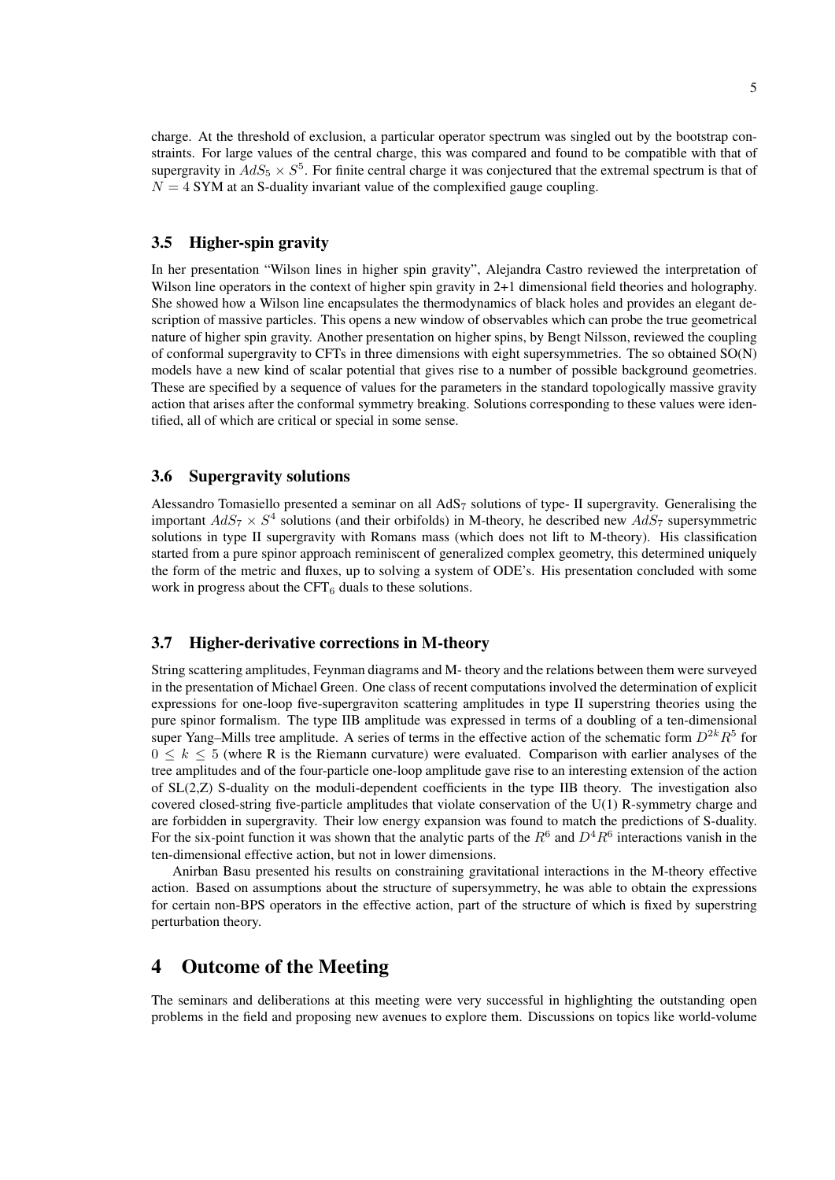charge. At the threshold of exclusion, a particular operator spectrum was singled out by the bootstrap constraints. For large values of the central charge, this was compared and found to be compatible with that of supergravity in $AdS_5 \times S^5$. For finite central charge it was conjectured that the extremal spectrum is that of $N = 4$ SYM at an S-duality invariant value of the complexified gauge coupling.

### 3.5 Higher-spin gravity

In her presentation "Wilson lines in higher spin gravity", Alejandra Castro reviewed the interpretation of Wilson line operators in the context of higher spin gravity in 2+1 dimensional field theories and holography. She showed how a Wilson line encapsulates the thermodynamics of black holes and provides an elegant description of massive particles. This opens a new window of observables which can probe the true geometrical nature of higher spin gravity. Another presentation on higher spins, by Bengt Nilsson, reviewed the coupling of conformal supergravity to CFTs in three dimensions with eight supersymmetries. The so obtained SO(N) models have a new kind of scalar potential that gives rise to a number of possible background geometries. These are specified by a sequence of values for the parameters in the standard topologically massive gravity action that arises after the conformal symmetry breaking. Solutions corresponding to these values were identified, all of which are critical or special in some sense.

### 3.6 Supergravity solutions

Alessandro Tomasiello presented a seminar on all $AdS_7$ solutions of type- II supergravity. Generalising the important $AdS_7 \times S^4$ solutions (and their orbifolds) in M-theory, he described new $AdS_7$ supersymmetric solutions in type II supergravity with Romans mass (which does not lift to M-theory). His classification started from a pure spinor approach reminiscent of generalized complex geometry, this determined uniquely the form of the metric and fluxes, up to solving a system of ODE's. His presentation concluded with some work in progress about the $CFT_6$ duals to these solutions.

### 3.7 Higher-derivative corrections in M-theory

String scattering amplitudes, Feynman diagrams and M- theory and the relations between them were surveyed in the presentation of Michael Green. One class of recent computations involved the determination of explicit expressions for one-loop five-supergraviton scattering amplitudes in type II superstring theories using the pure spinor formalism. The type IIB amplitude was expressed in terms of a doubling of a ten-dimensional super Yang–Mills tree amplitude. A series of terms in the effective action of the schematic form $D^{2k}R^5$ for $0 \leq k \leq 5$ (where R is the Riemann curvature) were evaluated. Comparison with earlier analyses of the tree amplitudes and of the four-particle one-loop amplitude gave rise to an interesting extension of the action of SL(2,Z) S-duality on the moduli-dependent coefficients in the type IIB theory. The investigation also covered closed-string five-particle amplitudes that violate conservation of the U(1) R-symmetry charge and are forbidden in supergravity. Their low energy expansion was found to match the predictions of S-duality. For the six-point function it was shown that the analytic parts of the $R^6$ and $D^4R^6$ interactions vanish in the ten-dimensional effective action, but not in lower dimensions.

Anirban Basu presented his results on constraining gravitational interactions in the M-theory effective action. Based on assumptions about the structure of supersymmetry, he was able to obtain the expressions for certain non-BPS operators in the effective action, part of the structure of which is fixed by superstring perturbation theory.

## 4 Outcome of the Meeting

The seminars and deliberations at this meeting were very successful in highlighting the outstanding open problems in the field and proposing new avenues to explore them. Discussions on topics like world-volume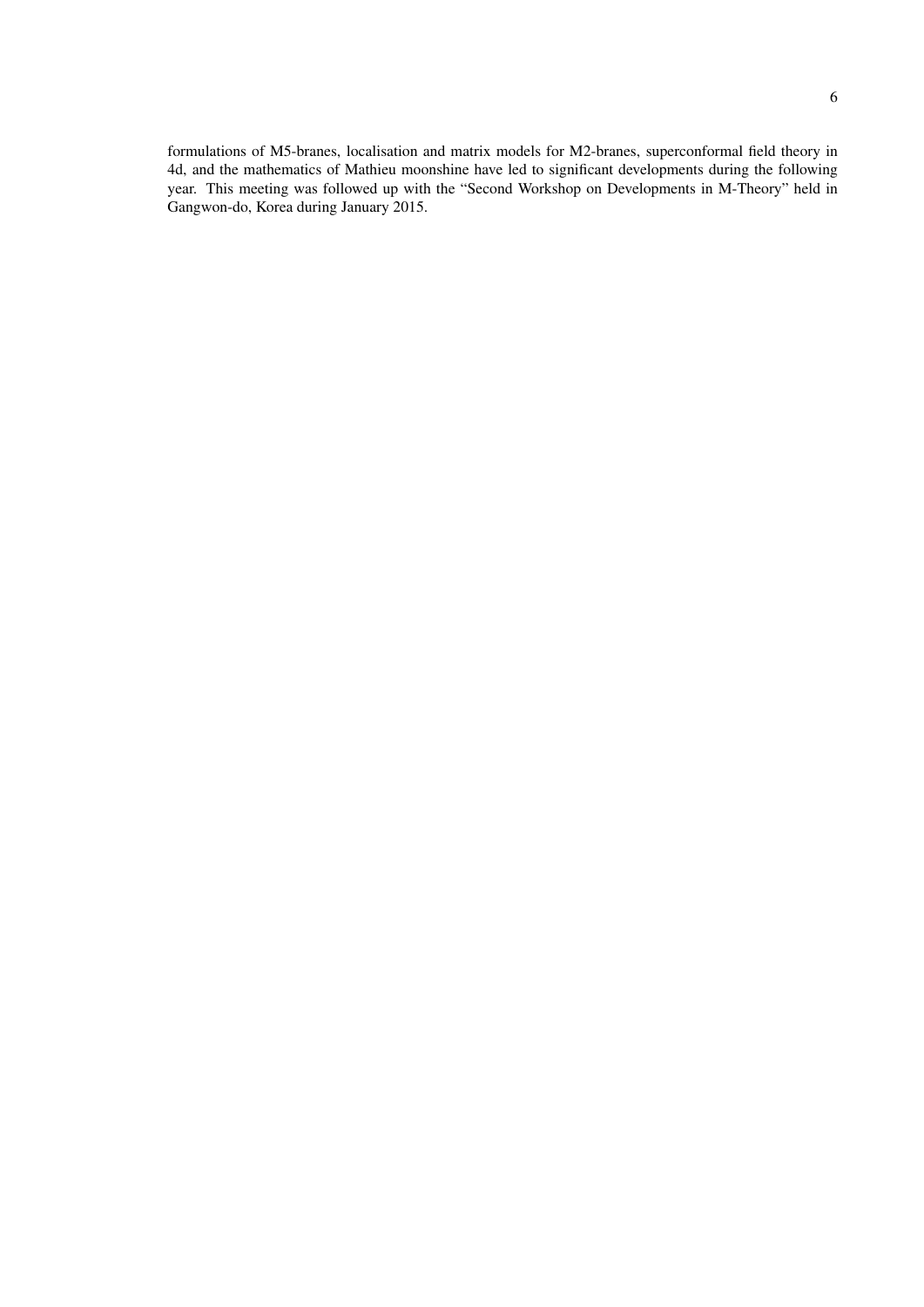formulations of M5-branes, localisation and matrix models for M2-branes, superconformal field theory in 4d, and the mathematics of Mathieu moonshine have led to significant developments during the following year. This meeting was followed up with the "Second Workshop on Developments in M-Theory" held in Gangwon-do, Korea during January 2015.